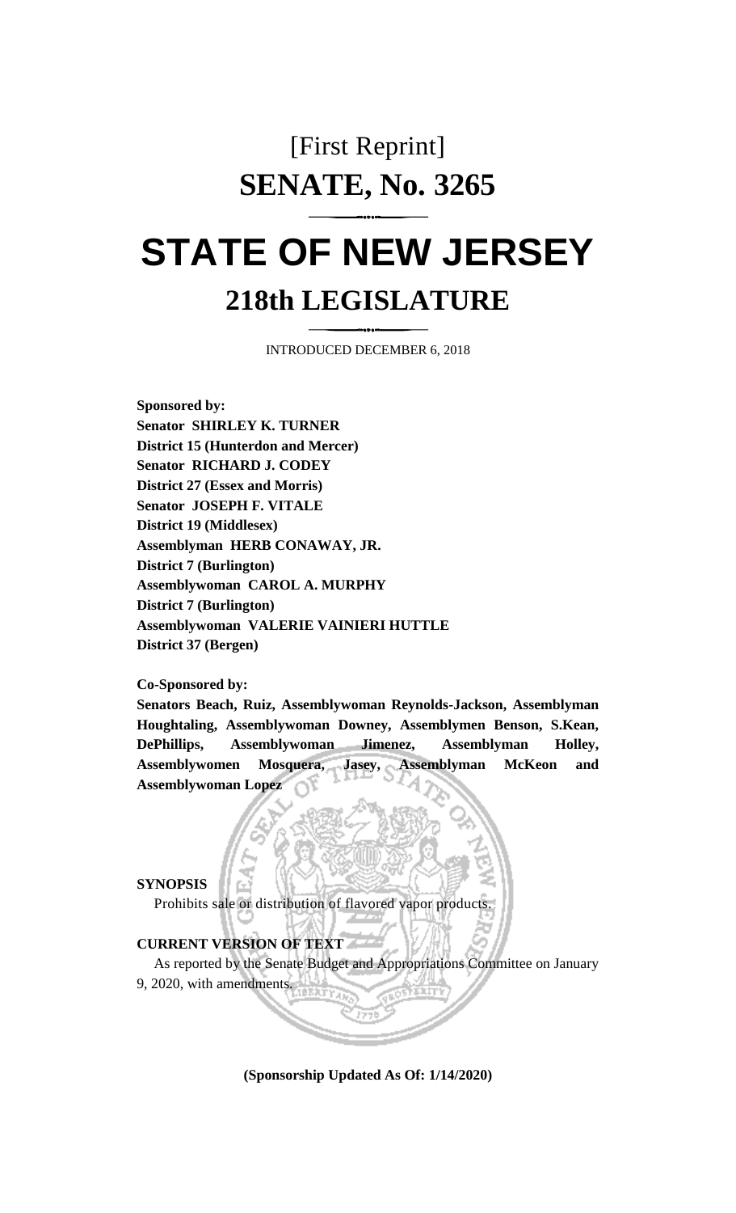[First Reprint]

# SENATE, No. 3265

# STATE OF NEW JERSEY

## 218th LEGISLATURE

INTRODUCED DECEMBER 6, 2018

**Sponsored by:**
**Senator SHIRLEY K. TURNER**
**District 15 (Hunterdon and Mercer)**
**Senator RICHARD J. CODEY**
**District 27 (Essex and Morris)**
**Senator JOSEPH F. VITALE**
**District 19 (Middlesex)**
**Assemblyman HERB CONAWAY, JR.**
**District 7 (Burlington)**
**Assemblywoman CAROL A. MURPHY**
**District 7 (Burlington)**
**Assemblywoman VALERIE VAINIERI HUTTLE**
**District 37 (Bergen)**

**Co-Sponsored by:**
**Senators Beach, Ruiz, Assemblywoman Reynolds-Jackson, Assemblyman Houghtaling, Assemblywoman Downey, Assemblymen Benson, S.Kean, DePhillips, Assemblywoman Jimenez, Assemblyman Holley, Assemblywomen Mosquera, Jasey, Assemblyman McKeon and Assemblywoman Lopez**

**SYNOPSIS**

Prohibits sale or distribution of flavored vapor products.

**CURRENT VERSION OF TEXT**

As reported by the Senate Budget and Appropriations Committee on January 9, 2020, with amendments.

**(Sponsorship Updated As Of: 1/14/2020)**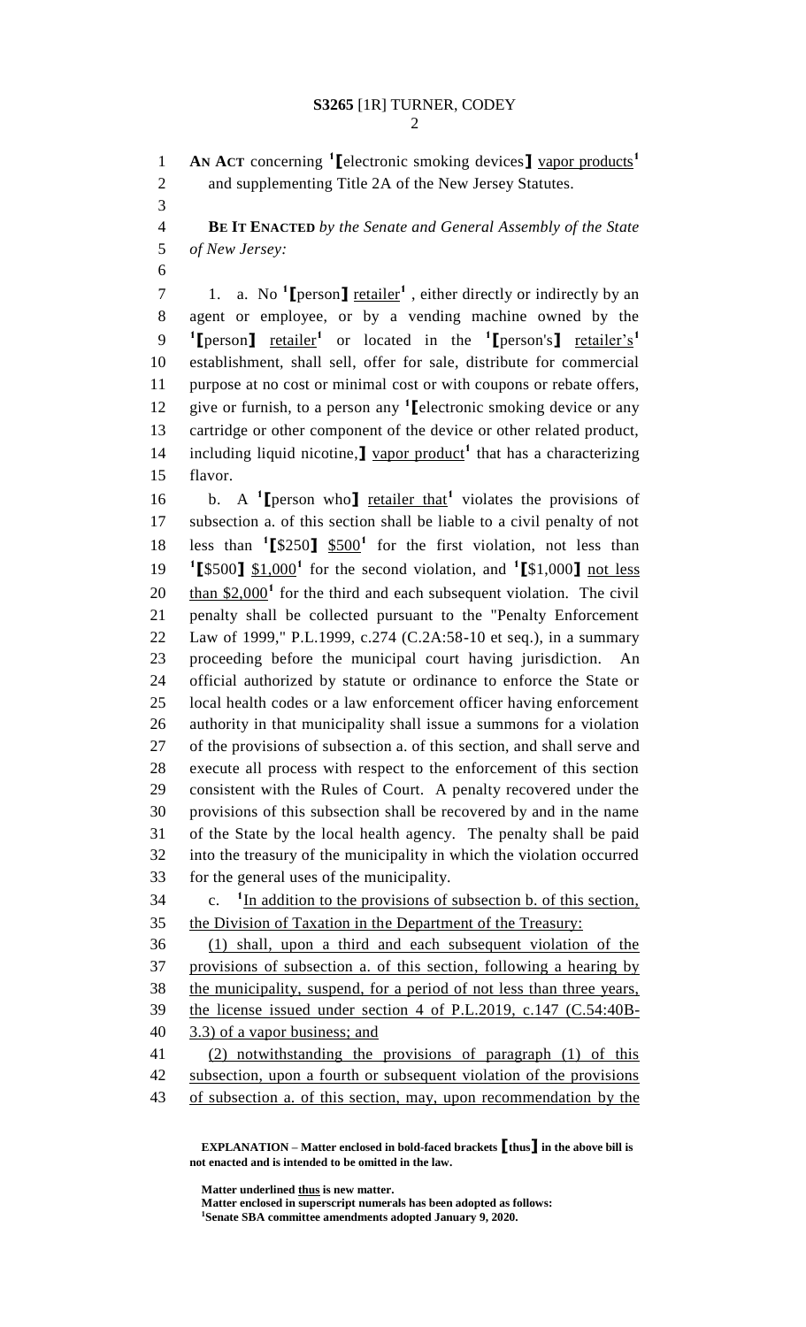**AN ACT** concerning [1][electronic smoking devices] <u>vapor products</u>[1] and supplementing Title 2A of the New Jersey Statutes.

**BE IT ENACTED** *by the Senate and General Assembly of the State of New Jersey:*

1. a. No [1][person] <u>retailer</u>[1], either directly or indirectly by an agent or employee, or by a vending machine owned by the [1][person] <u>retailer</u>[1] or located in the [1][person's] <u>retailer's</u>[1] establishment, shall sell, offer for sale, distribute for commercial purpose at no cost or minimal cost or with coupons or rebate offers, give or furnish, to a person any [1][electronic smoking device or any cartridge or other component of the device or other related product, including liquid nicotine,] <u>vapor product</u>[1] that has a characterizing flavor.

b. A [1][person who] <u>retailer that</u>[1] violates the provisions of subsection a. of this section shall be liable to a civil penalty of not less than [1][$250] <u>$500</u>[1] for the first violation, not less than [1][$500] <u>$1,000</u>[1] for the second violation, and [1][$1,000] <u>not less than $2,000</u>[1] for the third and each subsequent violation. The civil penalty shall be collected pursuant to the "Penalty Enforcement Law of 1999," P.L.1999, c.274 (C.2A:58-10 et seq.), in a summary proceeding before the municipal court having jurisdiction. An official authorized by statute or ordinance to enforce the State or local health codes or a law enforcement officer having enforcement authority in that municipality shall issue a summons for a violation of the provisions of subsection a. of this section, and shall serve and execute all process with respect to the enforcement of this section consistent with the Rules of Court. A penalty recovered under the provisions of this subsection shall be recovered by and in the name of the State by the local health agency. The penalty shall be paid into the treasury of the municipality in which the violation occurred for the general uses of the municipality.

c. [1]<u>In addition to the provisions of subsection b. of this section, the Division of Taxation in the Department of the Treasury:</u>

<u>(1) shall, upon a third and each subsequent violation of the provisions of subsection a. of this section, following a hearing by the municipality, suspend, for a period of not less than three years, the license issued under section 4 of P.L.2019, c.147 (C.54:40B-3.3) of a vapor business; and</u>

<u>(2) notwithstanding the provisions of paragraph (1) of this subsection, upon a fourth or subsequent violation of the provisions of subsection a. of this section, may, upon recommendation by the</u>

---

**EXPLANATION – Matter enclosed in bold-faced brackets [thus] in the above bill is not enacted and is intended to be omitted in the law.**

**Matter underlined <u>thus</u> is new matter.**
**Matter enclosed in superscript numerals has been adopted as follows:**
[1]**Senate SBA committee amendments adopted January 9, 2020.**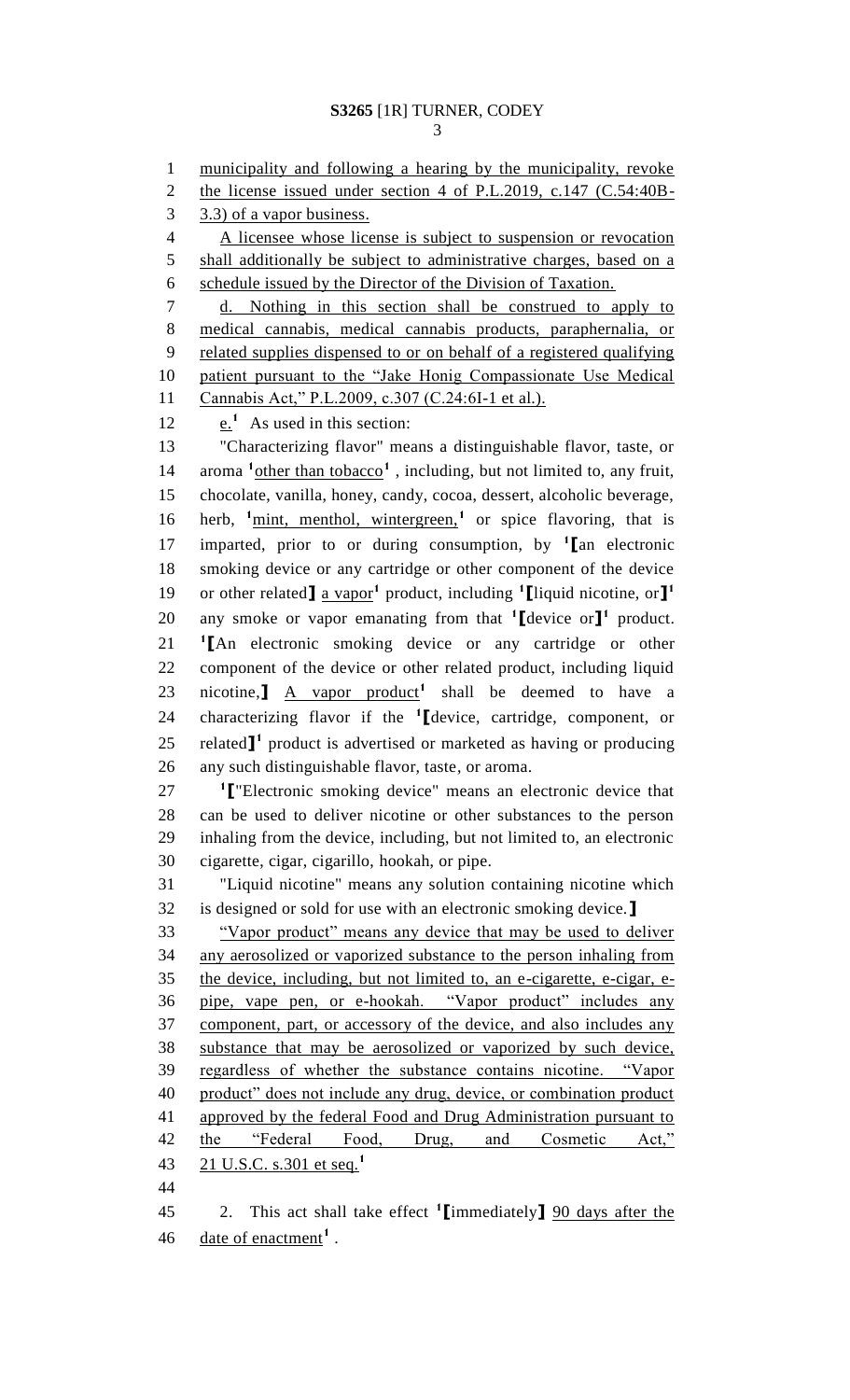municipality and following a hearing by the municipality, revoke the license issued under section 4 of P.L.2019, c.147 (C.54:40B-3.3) of a vapor business.

A licensee whose license is subject to suspension or revocation shall additionally be subject to administrative charges, based on a schedule issued by the Director of the Division of Taxation.

d. Nothing in this section shall be construed to apply to medical cannabis, medical cannabis products, paraphernalia, or related supplies dispensed to or on behalf of a registered qualifying patient pursuant to the "Jake Honig Compassionate Use Medical Cannabis Act," P.L.2009, c.307 (C.24:6I-1 et al.).

e.[1] As used in this section:

"Characterizing flavor" means a distinguishable flavor, taste, or aroma [1]other than tobacco[1], including, but not limited to, any fruit, chocolate, vanilla, honey, candy, cocoa, dessert, alcoholic beverage, herb, [1]mint, menthol, wintergreen,[1] or spice flavoring, that is imparted, prior to or during consumption, by [1]⟦an electronic smoking device or any cartridge or other component of the device or other related⟧ a vapor[1] product, including [1]⟦liquid nicotine, or⟧[1] any smoke or vapor emanating from that [1]⟦device or⟧[1] product. [1]⟦An electronic smoking device or any cartridge or other component of the device or other related product, including liquid nicotine,⟧ A vapor product[1] shall be deemed to have a characterizing flavor if the [1]⟦device, cartridge, component, or related⟧[1] product is advertised or marketed as having or producing any such distinguishable flavor, taste, or aroma.

[1]⟦"Electronic smoking device" means an electronic device that can be used to deliver nicotine or other substances to the person inhaling from the device, including, but not limited to, an electronic cigarette, cigar, cigarillo, hookah, or pipe.

"Liquid nicotine" means any solution containing nicotine which is designed or sold for use with an electronic smoking device.⟧

"Vapor product" means any device that may be used to deliver any aerosolized or vaporized substance to the person inhaling from the device, including, but not limited to, an e-cigarette, e-cigar, e-pipe, vape pen, or e-hookah. "Vapor product" includes any component, part, or accessory of the device, and also includes any substance that may be aerosolized or vaporized by such device, regardless of whether the substance contains nicotine. "Vapor product" does not include any drug, device, or combination product approved by the federal Food and Drug Administration pursuant to the "Federal Food, Drug, and Cosmetic Act," 21 U.S.C. s.301 et seq.[1]

2. This act shall take effect [1]⟦immediately⟧ 90 days after the date of enactment[1].